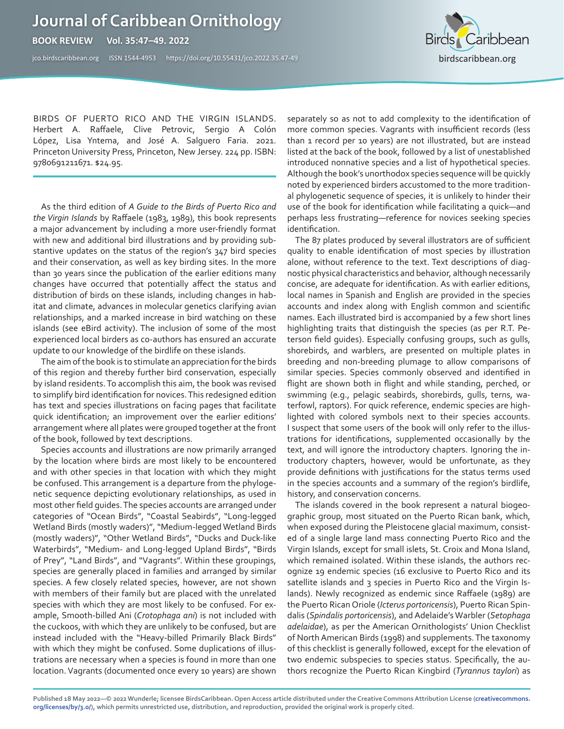BIRDS OF PUERTO RICO AND THE VIRGIN ISLANDS. Herbert A. Raffaele, Clive Petrovic, Sergio A Colón López, Lisa Yntema, and José A. Salguero Faria. 2021. Princeton University Press, Princeton, New Jersey. 224 pp. ISBN: 9780691211671. $24.95.

As the third edition of *A Guide to the Birds of Puerto Rico and the Virgin Islands* by Raffaele (1983, 1989), this book represents a major advancement by including a more user-friendly format with new and additional bird illustrations and by providing substantive updates on the status of the region's 347 bird species and their conservation, as well as key birding sites. In the more than 30 years since the publication of the earlier editions many changes have occurred that potentially affect the status and distribution of birds on these islands, including changes in habitat and climate, advances in molecular genetics clarifying avian relationships, and a marked increase in bird watching on these islands (see eBird activity). The inclusion of some of the most experienced local birders as co-authors has ensured an accurate update to our knowledge of the birdlife on these islands.

The aim of the book is to stimulate an appreciation for the birds of this region and thereby further bird conservation, especially by island residents. To accomplish this aim, the book was revised to simplify bird identification for novices. This redesigned edition has text and species illustrations on facing pages that facilitate quick identification; an improvement over the earlier editions' arrangement where all plates were grouped together at the front of the book, followed by text descriptions.

Species accounts and illustrations are now primarily arranged by the location where birds are most likely to be encountered and with other species in that location with which they might be confused. This arrangement is a departure from the phylogenetic sequence depicting evolutionary relationships, as used in most other field guides. The species accounts are arranged under categories of "Ocean Birds", "Coastal Seabirds", "Long-legged Wetland Birds (mostly waders)", "Medium-legged Wetland Birds (mostly waders)", "Other Wetland Birds", "Ducks and Duck-like Waterbirds", "Medium- and Long-legged Upland Birds", "Birds of Prey", "Land Birds", and "Vagrants". Within these groupings, species are generally placed in families and arranged by similar species. A few closely related species, however, are not shown with members of their family but are placed with the unrelated species with which they are most likely to be confused. For example, Smooth-billed Ani (*Crotophaga ani*) is not included with the cuckoos, with which they are unlikely to be confused, but are instead included with the "Heavy-billed Primarily Black Birds" with which they might be confused. Some duplications of illustrations are necessary when a species is found in more than one location. Vagrants (documented once every 10 years) are shown separately so as not to add complexity to the identification of more common species. Vagrants with insufficient records (less than 1 record per 10 years) are not illustrated, but are instead listed at the back of the book, followed by a list of unestablished introduced nonnative species and a list of hypothetical species. Although the book's unorthodox species sequence will be quickly noted by experienced birders accustomed to the more traditional phylogenetic sequence of species, it is unlikely to hinder their use of the book for identification while facilitating a quick—and perhaps less frustrating—reference for novices seeking species identification.

The 87 plates produced by several illustrators are of sufficient quality to enable identification of most species by illustration alone, without reference to the text. Text descriptions of diagnostic physical characteristics and behavior, although necessarily concise, are adequate for identification. As with earlier editions, local names in Spanish and English are provided in the species accounts and index along with English common and scientific names. Each illustrated bird is accompanied by a few short lines highlighting traits that distinguish the species (as per R.T. Peterson field guides). Especially confusing groups, such as gulls, shorebirds, and warblers, are presented on multiple plates in breeding and non-breeding plumage to allow comparisons of similar species. Species commonly observed and identified in flight are shown both in flight and while standing, perched, or swimming (e.g., pelagic seabirds, shorebirds, gulls, terns, waterfowl, raptors). For quick reference, endemic species are highlighted with colored symbols next to their species accounts. I suspect that some users of the book will only refer to the illustrations for identifications, supplemented occasionally by the text, and will ignore the introductory chapters. Ignoring the introductory chapters, however, would be unfortunate, as they provide definitions with justifications for the status terms used in the species accounts and a summary of the region's birdlife, history, and conservation concerns.

The islands covered in the book represent a natural biogeographic group, most situated on the Puerto Rican bank, which, when exposed during the Pleistocene glacial maximum, consisted of a single large land mass connecting Puerto Rico and the Virgin Islands, except for small islets, St. Croix and Mona Island, which remained isolated. Within these islands, the authors recognize 19 endemic species (16 exclusive to Puerto Rico and its satellite islands and 3 species in Puerto Rico and the Virgin Islands). Newly recognized as endemic since Raffaele (1989) are the Puerto Rican Oriole (*Icterus portoricensis*), Puerto Rican Spindalis (*Spindalis portoricensis*), and Adelaide's Warbler (*Setophaga adelaidae*), as per the American Ornithologists' Union Checklist of North American Birds (1998) and supplements. The taxonomy of this checklist is generally followed, except for the elevation of two endemic subspecies to species status. Specifically, the authors recognize the Puerto Rican Kingbird (*Tyrannus taylori*) as

Published 18 May 2022—© 2022 Wunderle; licensee BirdsCaribbean. Open Access article distributed under the Creative Commons Attribution License (creativecommons.org/licenses/by/3.0/), which permits unrestricted use, distribution, and reproduction, provided the original work is properly cited.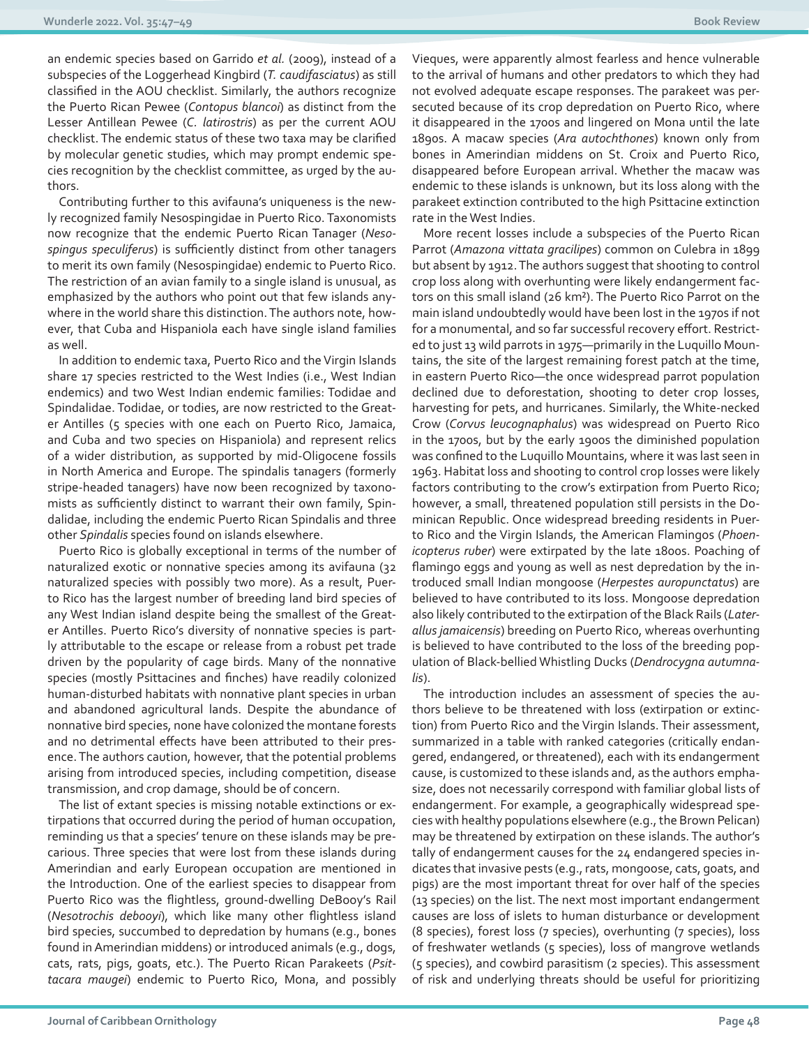an endemic species based on Garrido *et al.* (2009), instead of a subspecies of the Loggerhead Kingbird (*T. caudifasciatus*) as still classified in the AOU checklist. Similarly, the authors recognize the Puerto Rican Pewee (*Contopus blancoi*) as distinct from the Lesser Antillean Pewee (*C. latirostris*) as per the current AOU checklist. The endemic status of these two taxa may be clarified by molecular genetic studies, which may prompt endemic species recognition by the checklist committee, as urged by the authors.

Contributing further to this avifauna's uniqueness is the newly recognized family Nesospingidae in Puerto Rico. Taxonomists now recognize that the endemic Puerto Rican Tanager (*Nesospingus speculiferus*) is sufficiently distinct from other tanagers to merit its own family (Nesospingidae) endemic to Puerto Rico. The restriction of an avian family to a single island is unusual, as emphasized by the authors who point out that few islands anywhere in the world share this distinction. The authors note, however, that Cuba and Hispaniola each have single island families as well.

In addition to endemic taxa, Puerto Rico and the Virgin Islands share 17 species restricted to the West Indies (i.e., West Indian endemics) and two West Indian endemic families: Todidae and Spindalidae. Todidae, or todies, are now restricted to the Greater Antilles (5 species with one each on Puerto Rico, Jamaica, and Cuba and two species on Hispaniola) and represent relics of a wider distribution, as supported by mid-Oligocene fossils in North America and Europe. The spindalis tanagers (formerly stripe-headed tanagers) have now been recognized by taxonomists as sufficiently distinct to warrant their own family, Spindalidae, including the endemic Puerto Rican Spindalis and three other *Spindalis* species found on islands elsewhere.

Puerto Rico is globally exceptional in terms of the number of naturalized exotic or nonnative species among its avifauna (32 naturalized species with possibly two more). As a result, Puerto Rico has the largest number of breeding land bird species of any West Indian island despite being the smallest of the Greater Antilles. Puerto Rico's diversity of nonnative species is partly attributable to the escape or release from a robust pet trade driven by the popularity of cage birds. Many of the nonnative species (mostly Psittacines and finches) have readily colonized human-disturbed habitats with nonnative plant species in urban and abandoned agricultural lands. Despite the abundance of nonnative bird species, none have colonized the montane forests and no detrimental effects have been attributed to their presence. The authors caution, however, that the potential problems arising from introduced species, including competition, disease transmission, and crop damage, should be of concern.

The list of extant species is missing notable extinctions or extirpations that occurred during the period of human occupation, reminding us that a species' tenure on these islands may be precarious. Three species that were lost from these islands during Amerindian and early European occupation are mentioned in the Introduction. One of the earliest species to disappear from Puerto Rico was the flightless, ground-dwelling DeBooy's Rail (*Nesotrochis debooyi*), which like many other flightless island bird species, succumbed to depredation by humans (e.g., bones found in Amerindian middens) or introduced animals (e.g., dogs, cats, rats, pigs, goats, etc.). The Puerto Rican Parakeets (*Psittacara maugei*) endemic to Puerto Rico, Mona, and possibly Vieques, were apparently almost fearless and hence vulnerable to the arrival of humans and other predators to which they had not evolved adequate escape responses. The parakeet was persecuted because of its crop depredation on Puerto Rico, where it disappeared in the 1700s and lingered on Mona until the late 1890s. A macaw species (*Ara autochthones*) known only from bones in Amerindian middens on St. Croix and Puerto Rico, disappeared before European arrival. Whether the macaw was endemic to these islands is unknown, but its loss along with the parakeet extinction contributed to the high Psittacine extinction rate in the West Indies.

More recent losses include a subspecies of the Puerto Rican Parrot (*Amazona vittata gracilipes*) common on Culebra in 1899 but absent by 1912. The authors suggest that shooting to control crop loss along with overhunting were likely endangerment factors on this small island (26 km²). The Puerto Rico Parrot on the main island undoubtedly would have been lost in the 1970s if not for a monumental, and so far successful recovery effort. Restricted to just 13 wild parrots in 1975—primarily in the Luquillo Mountains, the site of the largest remaining forest patch at the time, in eastern Puerto Rico—the once widespread parrot population declined due to deforestation, shooting to deter crop losses, harvesting for pets, and hurricanes. Similarly, the White-necked Crow (*Corvus leucognaphalus*) was widespread on Puerto Rico in the 1700s, but by the early 1900s the diminished population was confined to the Luquillo Mountains, where it was last seen in 1963. Habitat loss and shooting to control crop losses were likely factors contributing to the crow's extirpation from Puerto Rico; however, a small, threatened population still persists in the Dominican Republic. Once widespread breeding residents in Puerto Rico and the Virgin Islands, the American Flamingos (*Phoenicopterus ruber*) were extirpated by the late 1800s. Poaching of flamingo eggs and young as well as nest depredation by the introduced small Indian mongoose (*Herpestes auropunctatus*) are believed to have contributed to its loss. Mongoose depredation also likely contributed to the extirpation of the Black Rails (*Laterallus jamaicensis*) breeding on Puerto Rico, whereas overhunting is believed to have contributed to the loss of the breeding population of Black-bellied Whistling Ducks (*Dendrocygna autumnalis*).

The introduction includes an assessment of species the authors believe to be threatened with loss (extirpation or extinction) from Puerto Rico and the Virgin Islands. Their assessment, summarized in a table with ranked categories (critically endangered, endangered, or threatened), each with its endangerment cause, is customized to these islands and, as the authors emphasize, does not necessarily correspond with familiar global lists of endangerment. For example, a geographically widespread species with healthy populations elsewhere (e.g., the Brown Pelican) may be threatened by extirpation on these islands. The author's tally of endangerment causes for the 24 endangered species indicates that invasive pests (e.g., rats, mongoose, cats, goats, and pigs) are the most important threat for over half of the species (13 species) on the list. The next most important endangerment causes are loss of islets to human disturbance or development (8 species), forest loss (7 species), overhunting (7 species), loss of freshwater wetlands (5 species), loss of mangrove wetlands (5 species), and cowbird parasitism (2 species). This assessment of risk and underlying threats should be useful for prioritizing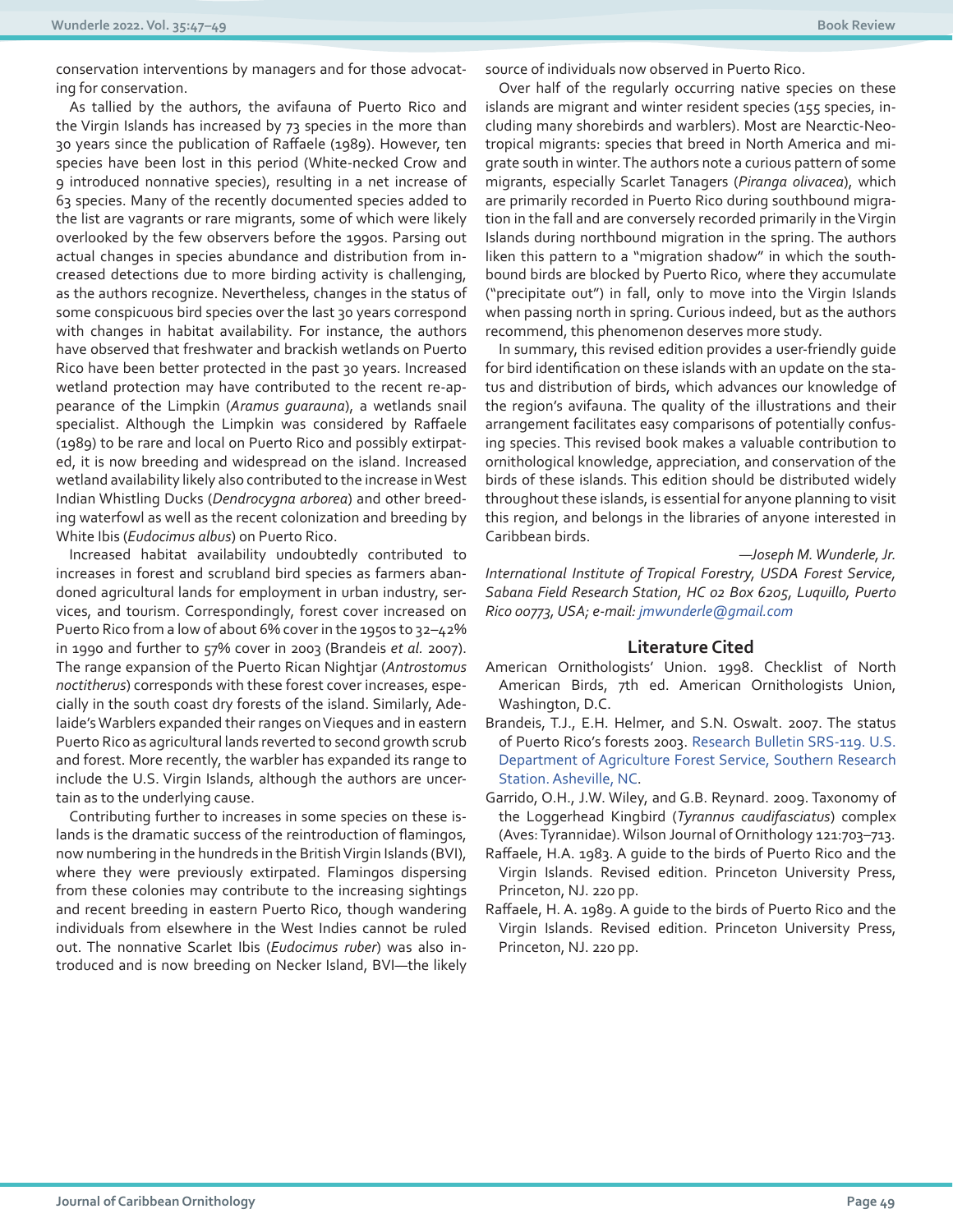conservation interventions by managers and for those advocating for conservation.

As tallied by the authors, the avifauna of Puerto Rico and the Virgin Islands has increased by 73 species in the more than 30 years since the publication of Raffaele (1989). However, ten species have been lost in this period (White-necked Crow and 9 introduced nonnative species), resulting in a net increase of 63 species. Many of the recently documented species added to the list are vagrants or rare migrants, some of which were likely overlooked by the few observers before the 1990s. Parsing out actual changes in species abundance and distribution from increased detections due to more birding activity is challenging, as the authors recognize. Nevertheless, changes in the status of some conspicuous bird species over the last 30 years correspond with changes in habitat availability. For instance, the authors have observed that freshwater and brackish wetlands on Puerto Rico have been better protected in the past 30 years. Increased wetland protection may have contributed to the recent re-appearance of the Limpkin (*Aramus guarauna*), a wetlands snail specialist. Although the Limpkin was considered by Raffaele (1989) to be rare and local on Puerto Rico and possibly extirpated, it is now breeding and widespread on the island. Increased wetland availability likely also contributed to the increase in West Indian Whistling Ducks (*Dendrocygna arborea*) and other breeding waterfowl as well as the recent colonization and breeding by White Ibis (*Eudocimus albus*) on Puerto Rico.

Increased habitat availability undoubtedly contributed to increases in forest and scrubland bird species as farmers abandoned agricultural lands for employment in urban industry, services, and tourism. Correspondingly, forest cover increased on Puerto Rico from a low of about 6% cover in the 1950s to 32–42% in 1990 and further to 57% cover in 2003 (Brandeis *et al.* 2007). The range expansion of the Puerto Rican Nightjar (*Antrostomus noctitherus*) corresponds with these forest cover increases, especially in the south coast dry forests of the island. Similarly, Adelaide's Warblers expanded their ranges on Vieques and in eastern Puerto Rico as agricultural lands reverted to second growth scrub and forest. More recently, the warbler has expanded its range to include the U.S. Virgin Islands, although the authors are uncertain as to the underlying cause.

Contributing further to increases in some species on these islands is the dramatic success of the reintroduction of flamingos, now numbering in the hundreds in the British Virgin Islands (BVI), where they were previously extirpated. Flamingos dispersing from these colonies may contribute to the increasing sightings and recent breeding in eastern Puerto Rico, though wandering individuals from elsewhere in the West Indies cannot be ruled out. The nonnative Scarlet Ibis (*Eudocimus ruber*) was also introduced and is now breeding on Necker Island, BVI—the likely source of individuals now observed in Puerto Rico.

Over half of the regularly occurring native species on these islands are migrant and winter resident species (155 species, including many shorebirds and warblers). Most are Nearctic-Neotropical migrants: species that breed in North America and migrate south in winter. The authors note a curious pattern of some migrants, especially Scarlet Tanagers (*Piranga olivacea*), which are primarily recorded in Puerto Rico during southbound migration in the fall and are conversely recorded primarily in the Virgin Islands during northbound migration in the spring. The authors liken this pattern to a "migration shadow" in which the southbound birds are blocked by Puerto Rico, where they accumulate ("precipitate out") in fall, only to move into the Virgin Islands when passing north in spring. Curious indeed, but as the authors recommend, this phenomenon deserves more study.

In summary, this revised edition provides a user-friendly guide for bird identification on these islands with an update on the status and distribution of birds, which advances our knowledge of the region's avifauna. The quality of the illustrations and their arrangement facilitates easy comparisons of potentially confusing species. This revised book makes a valuable contribution to ornithological knowledge, appreciation, and conservation of the birds of these islands. This edition should be distributed widely throughout these islands, is essential for anyone planning to visit this region, and belongs in the libraries of anyone interested in Caribbean birds.

*—Joseph M. Wunderle, Jr.*

*International Institute of Tropical Forestry, USDA Forest Service, Sabana Field Research Station, HC 02 Box 6205, Luquillo, Puerto Rico 00773, USA; e-mail: jmwunderle@gmail.com*

## Literature Cited

American Ornithologists' Union. 1998. Checklist of North American Birds, 7th ed. American Ornithologists Union, Washington, D.C.

Brandeis, T.J., E.H. Helmer, and S.N. Oswalt. 2007. The status of Puerto Rico's forests 2003. Research Bulletin SRS-119. U.S. Department of Agriculture Forest Service, Southern Research Station. Asheville, NC.

Garrido, O.H., J.W. Wiley, and G.B. Reynard. 2009. Taxonomy of the Loggerhead Kingbird (*Tyrannus caudifasciatus*) complex (Aves: Tyrannidae). Wilson Journal of Ornithology 121:703–713.

Raffaele, H.A. 1983. A guide to the birds of Puerto Rico and the Virgin Islands. Revised edition. Princeton University Press, Princeton, NJ. 220 pp.

Raffaele, H. A. 1989. A guide to the birds of Puerto Rico and the Virgin Islands. Revised edition. Princeton University Press, Princeton, NJ. 220 pp.